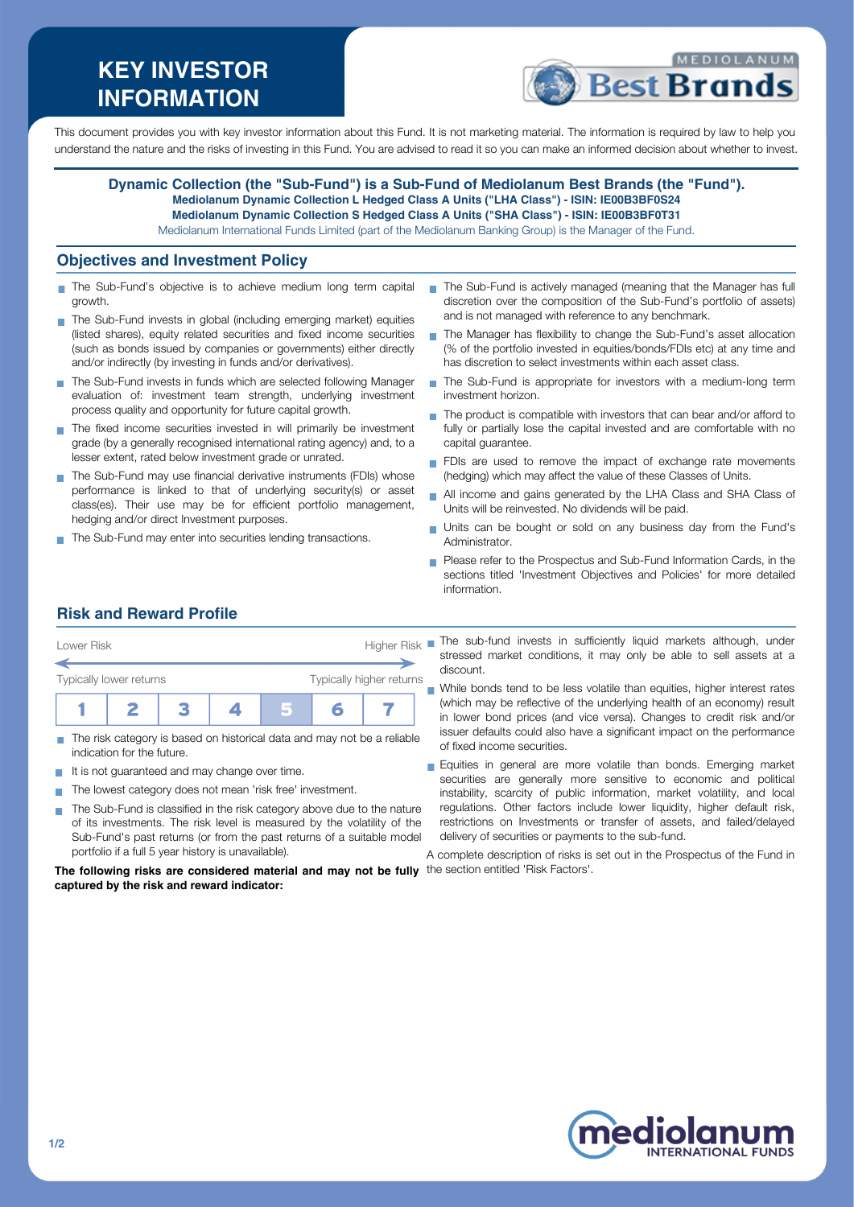# KEY INVESTOR INFORMATION

This document provides you with key investor information about this Fund. It is not marketing material. The information is required by law to help you understand the nature and the risks of investing in this Fund. You are advised to read it so you can make an informed decision about whether to invest.

**Dynamic Collection (the "Sub-Fund") is a Sub-Fund of Mediolanum Best Brands (the "Fund").**
**Mediolanum Dynamic Collection L Hedged Class A Units ("LHA Class") - ISIN: IE00B3BF0S24**
**Mediolanum Dynamic Collection S Hedged Class A Units ("SHA Class") - ISIN: IE00B3BF0T31**
Mediolanum International Funds Limited (part of the Mediolanum Banking Group) is the Manager of the Fund.

## Objectives and Investment Policy

- The Sub-Fund's objective is to achieve medium long term capital growth.
- The Sub-Fund invests in global (including emerging market) equities (listed shares), equity related securities and fixed income securities (such as bonds issued by companies or governments) either directly and/or indirectly (by investing in funds and/or derivatives).
- The Sub-Fund invests in funds which are selected following Manager evaluation of: investment team strength, underlying investment process quality and opportunity for future capital growth.
- The fixed income securities invested in will primarily be investment grade (by a generally recognised international rating agency) and, to a lesser extent, rated below investment grade or unrated.
- The Sub-Fund may use financial derivative instruments (FDIs) whose performance is linked to that of underlying security(s) or asset class(es). Their use may be for efficient portfolio management, hedging and/or direct Investment purposes.
- The Sub-Fund may enter into securities lending transactions.
- The Sub-Fund is actively managed (meaning that the Manager has full discretion over the composition of the Sub-Fund's portfolio of assets) and is not managed with reference to any benchmark.
- The Manager has flexibility to change the Sub-Fund's asset allocation (% of the portfolio invested in equities/bonds/FDIs etc) at any time and has discretion to select investments within each asset class.
- The Sub-Fund is appropriate for investors with a medium-long term investment horizon.
- The product is compatible with investors that can bear and/or afford to fully or partially lose the capital invested and are comfortable with no capital guarantee.
- FDIs are used to remove the impact of exchange rate movements (hedging) which may affect the value of these Classes of Units.
- All income and gains generated by the LHA Class and SHA Class of Units will be reinvested. No dividends will be paid.
- Units can be bought or sold on any business day from the Fund's Administrator.
- Please refer to the Prospectus and Sub-Fund Information Cards, in the sections titled 'Investment Objectives and Policies' for more detailed information.

## Risk and Reward Profile

Lower Risk — Higher Risk

Typically lower returns — Typically higher returns

| 1 | 2 | 3 | 4 | **5** | 6 | 7 |
|---|---|---|---|---|---|---|

- The risk category is based on historical data and may not be a reliable indication for the future.
- It is not guaranteed and may change over time.
- The lowest category does not mean 'risk free' investment.
- The Sub-Fund is classified in the risk category above due to the nature of its investments. The risk level is measured by the volatility of the Sub-Fund's past returns (or from the past returns of a suitable model portfolio if a full 5 year history is unavailable).

**The following risks are considered material and may not be fully captured by the risk and reward indicator:**

- The sub-fund invests in sufficiently liquid markets although, under stressed market conditions, it may only be able to sell assets at a discount.
- While bonds tend to be less volatile than equities, higher interest rates (which may be reflective of the underlying health of an economy) result in lower bond prices (and vice versa). Changes to credit risk and/or issuer defaults could also have a significant impact on the performance of fixed income securities.
- Equities in general are more volatile than bonds. Emerging market securities are generally more sensitive to economic and political instability, scarcity of public information, market volatility, and local regulations. Other factors include lower liquidity, higher default risk, restrictions on Investments or transfer of assets, and failed/delayed delivery of securities or payments to the sub-fund.

A complete description of risks is set out in the Prospectus of the Fund in the section entitled 'Risk Factors'.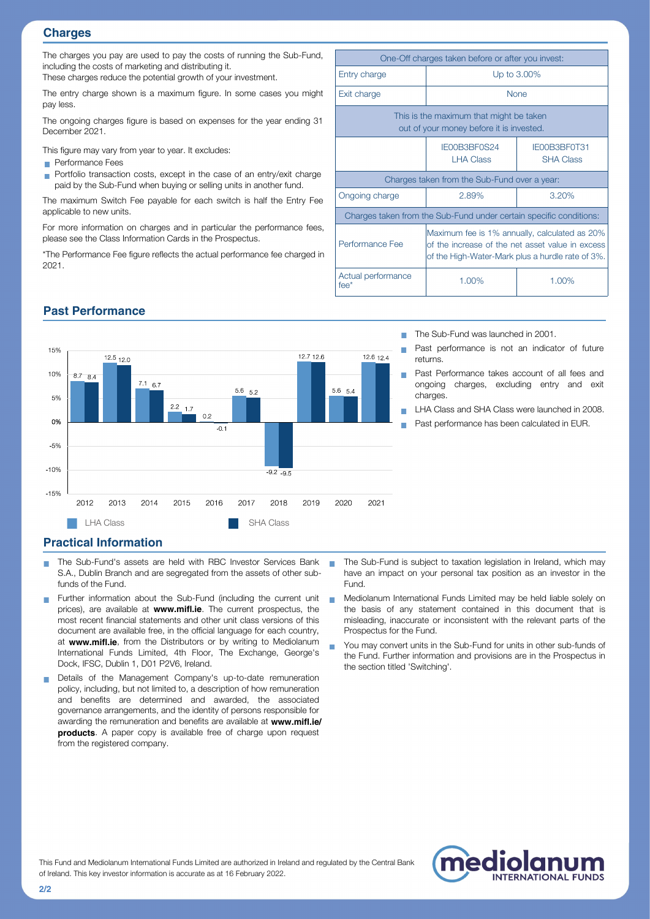## Charges

The charges you pay are used to pay the costs of running the Sub-Fund, including the costs of marketing and distributing it.
These charges reduce the potential growth of your investment.

The entry charge shown is a maximum figure. In some cases you might pay less.

The ongoing charges figure is based on expenses for the year ending 31 December 2021.

This figure may vary from year to year. It excludes:

- Performance Fees
- Portfolio transaction costs, except in the case of an entry/exit charge paid by the Sub-Fund when buying or selling units in another fund.

The maximum Switch Fee payable for each switch is half the Entry Fee applicable to new units.

For more information on charges and in particular the performance fees, please see the Class Information Cards in the Prospectus.

*The Performance Fee figure reflects the actual performance fee charged in 2021.

| One-Off charges taken before or after you invest: | | |
|---|---|---|
| Entry charge | Up to 3.00% | |
| Exit charge | None | |
| This is the maximum that might be taken out of your money before it is invested. | | |
| | IE00B3BF0S24 LHA Class | IE00B3BF0T31 SHA Class |
| Charges taken from the Sub-Fund over a year: | | |
| Ongoing charge | 2.89% | 3.20% |
| Charges taken from the Sub-Fund under certain specific conditions: | | |
| Performance Fee | Maximum fee is 1% annually, calculated as 20% of the increase of the net asset value in excess of the High-Water-Mark plus a hurdle rate of 3%. | |
| Actual performance fee* | 1.00% | 1.00% |

## Past Performance

15%
10%
5%
0%
-5%
-10%
-15%

8.7 8.4
12.5 12.0
7.1 6.7
2.2 1.7
0.2 -0.1
5.6 5.2
-9.2 -9.5
12.7 12.6
5.6 5.4
12.6 12.4

2012 2013 2014 2015 2016 2017 2018 2019 2020 2021

LHA Class
SHA Class

- The Sub-Fund was launched in 2001.
- Past performance is not an indicator of future returns.
- Past Performance takes account of all fees and ongoing charges, excluding entry and exit charges.
- LHA Class and SHA Class were launched in 2008.
- Past performance has been calculated in EUR.

## Practical Information

- The Sub-Fund's assets are held with RBC Investor Services Bank S.A., Dublin Branch and are segregated from the assets of other sub-funds of the Fund.
- Further information about the Sub-Fund (including the current unit prices), are available at **www.mifl.ie**. The current prospectus, the most recent financial statements and other unit class versions of this document are available free, in the official language for each country, at **www.mifl.ie**, from the Distributors or by writing to Mediolanum International Funds Limited, 4th Floor, The Exchange, George's Dock, IFSC, Dublin 1, D01 P2V6, Ireland.
- Details of the Management Company's up-to-date remuneration policy, including, but not limited to, a description of how remuneration and benefits are determined and awarded, the associated governance arrangements, and the identity of persons responsible for awarding the remuneration and benefits are available at **www.mifl.ie/products**. A paper copy is available free of charge upon request from the registered company.
- The Sub-Fund is subject to taxation legislation in Ireland, which may have an impact on your personal tax position as an investor in the Fund.
- Mediolanum International Funds Limited may be held liable solely on the basis of any statement contained in this document that is misleading, inaccurate or inconsistent with the relevant parts of the Prospectus for the Fund.
- You may convert units in the Sub-Fund for units in other sub-funds of the Fund. Further information and provisions are in the Prospectus in the section titled 'Switching'.

This Fund and Mediolanum International Funds Limited are authorized in Ireland and regulated by the Central Bank of Ireland. This key investor information is accurate as at 16 February 2022.